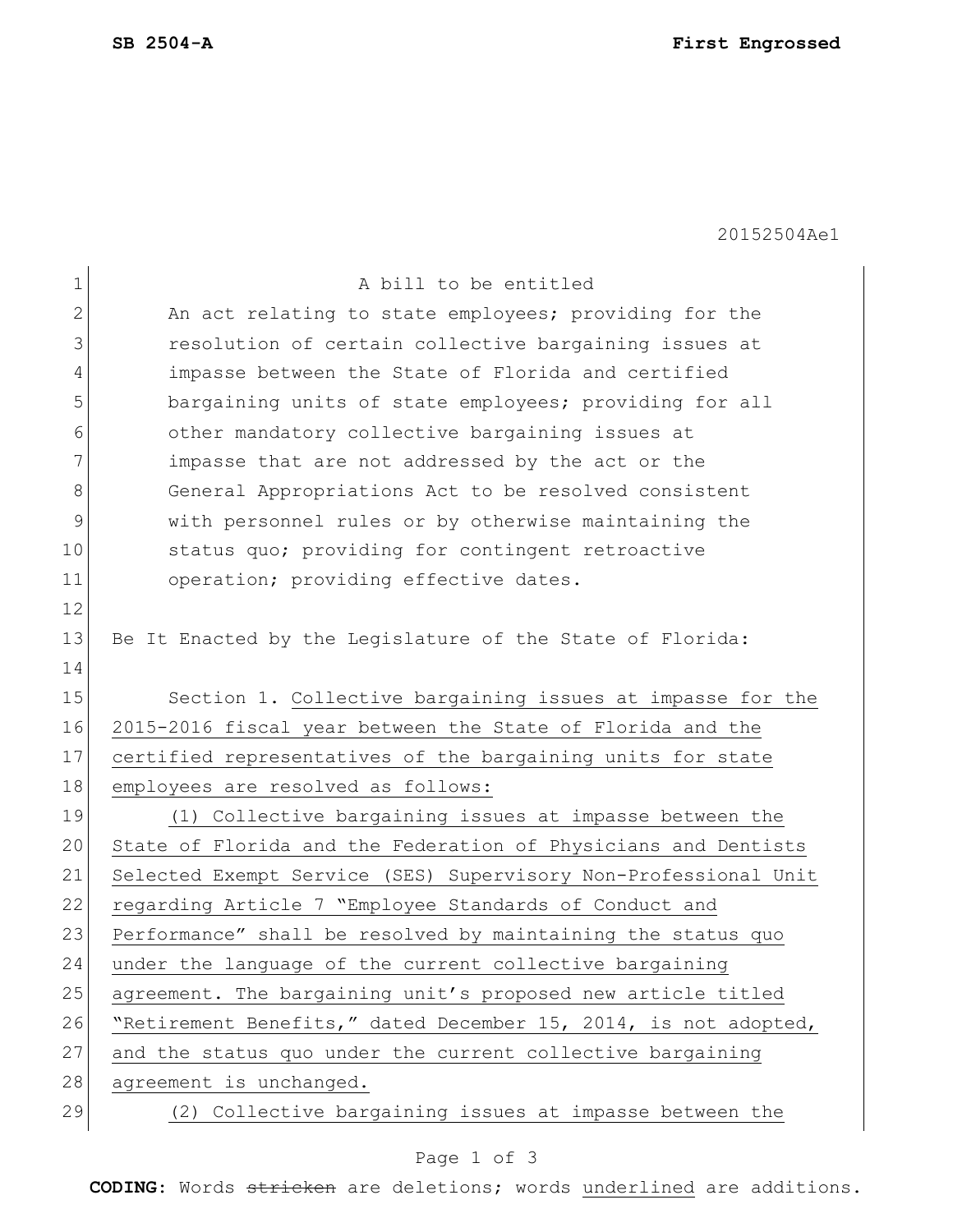**SB 2504-A** **First Engrossed**

20152504Ae1

A bill to be entitled

An act relating to state employees; providing for the resolution of certain collective bargaining issues at impasse between the State of Florida and certified bargaining units of state employees; providing for all other mandatory collective bargaining issues at impasse that are not addressed by the act or the General Appropriations Act to be resolved consistent with personnel rules or by otherwise maintaining the status quo; providing for contingent retroactive operation; providing effective dates.

Be It Enacted by the Legislature of the State of Florida:

Section 1. Collective bargaining issues at impasse for the 2015-2016 fiscal year between the State of Florida and the certified representatives of the bargaining units for state employees are resolved as follows:

(1) Collective bargaining issues at impasse between the State of Florida and the Federation of Physicians and Dentists Selected Exempt Service (SES) Supervisory Non-Professional Unit regarding Article 7 "Employee Standards of Conduct and Performance" shall be resolved by maintaining the status quo under the language of the current collective bargaining agreement. The bargaining unit's proposed new article titled "Retirement Benefits," dated December 15, 2014, is not adopted, and the status quo under the current collective bargaining agreement is unchanged.

(2) Collective bargaining issues at impasse between the

**CODING:** Words ~~stricken~~ are deletions; words underlined are additions.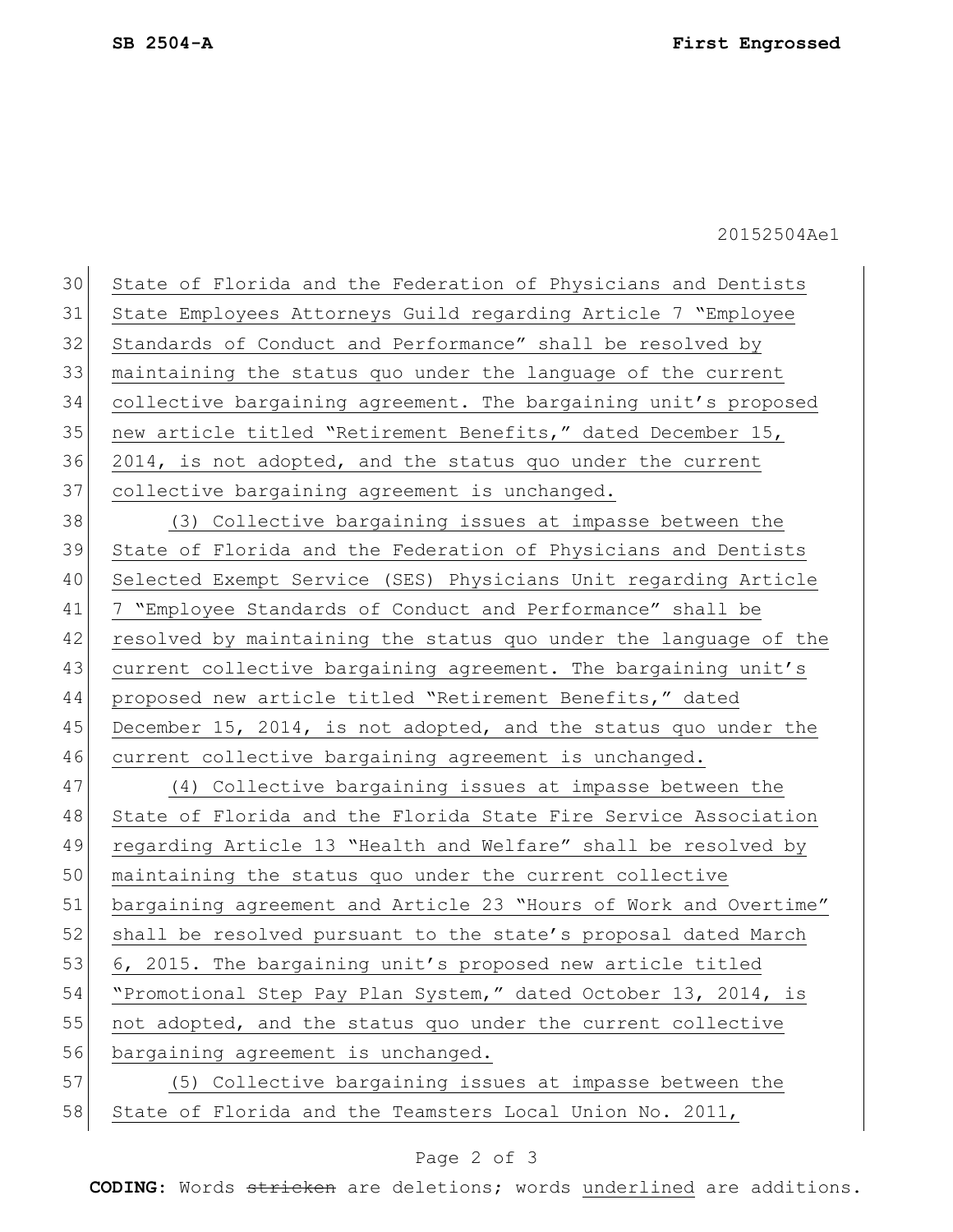State of Florida and the Federation of Physicians and Dentists State Employees Attorneys Guild regarding Article 7 "Employee Standards of Conduct and Performance" shall be resolved by maintaining the status quo under the language of the current collective bargaining agreement. The bargaining unit's proposed new article titled "Retirement Benefits," dated December 15, 2014, is not adopted, and the status quo under the current collective bargaining agreement is unchanged.

(3) Collective bargaining issues at impasse between the State of Florida and the Federation of Physicians and Dentists Selected Exempt Service (SES) Physicians Unit regarding Article 7 "Employee Standards of Conduct and Performance" shall be resolved by maintaining the status quo under the language of the current collective bargaining agreement. The bargaining unit's proposed new article titled "Retirement Benefits," dated December 15, 2014, is not adopted, and the status quo under the current collective bargaining agreement is unchanged.

(4) Collective bargaining issues at impasse between the State of Florida and the Florida State Fire Service Association regarding Article 13 "Health and Welfare" shall be resolved by maintaining the status quo under the current collective bargaining agreement and Article 23 "Hours of Work and Overtime" shall be resolved pursuant to the state's proposal dated March 6, 2015. The bargaining unit's proposed new article titled "Promotional Step Pay Plan System," dated October 13, 2014, is not adopted, and the status quo under the current collective bargaining agreement is unchanged.

(5) Collective bargaining issues at impasse between the State of Florida and the Teamsters Local Union No. 2011,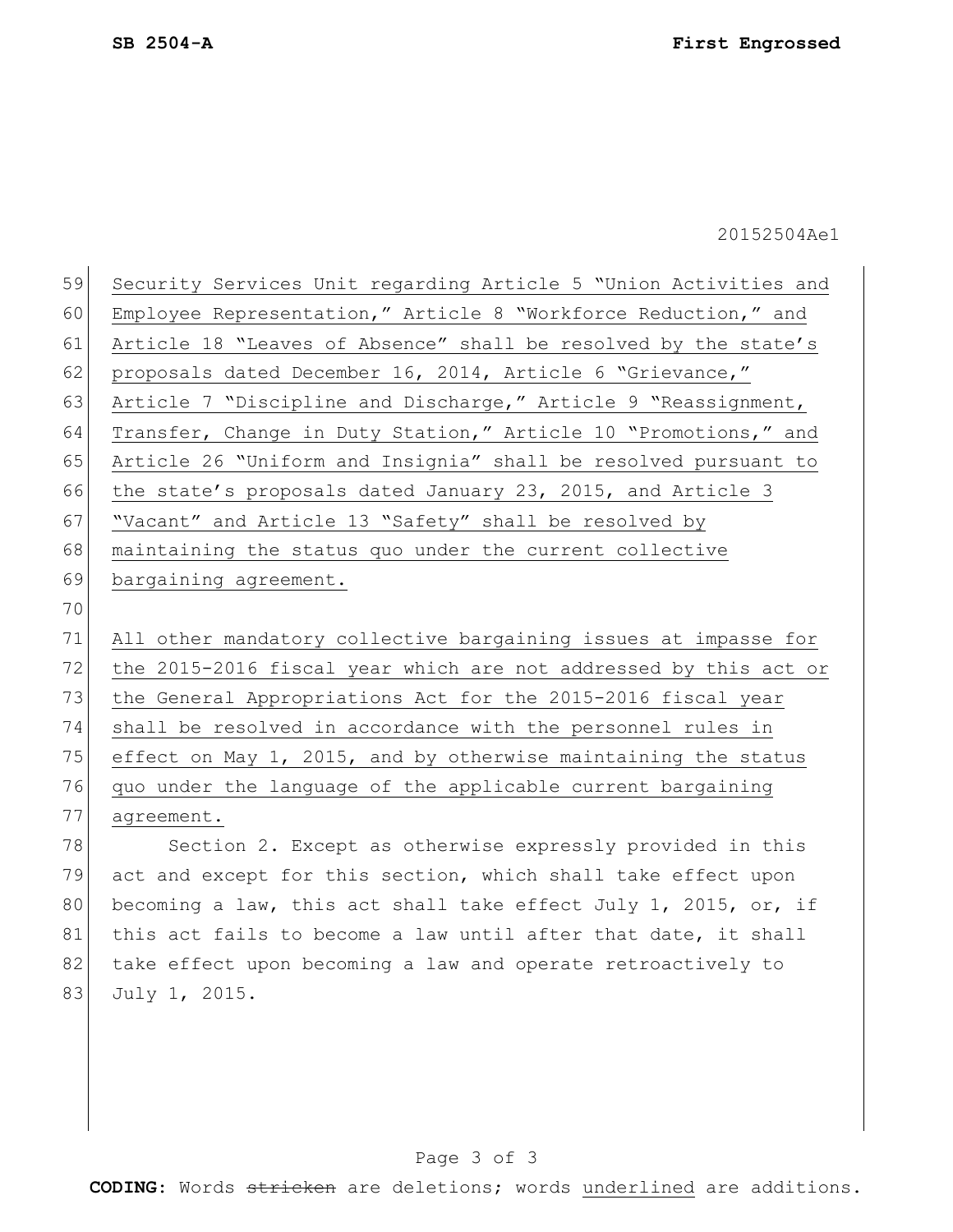Security Services Unit regarding Article 5 "Union Activities and Employee Representation," Article 8 "Workforce Reduction," and Article 18 "Leaves of Absence" shall be resolved by the state's proposals dated December 16, 2014, Article 6 "Grievance," Article 7 "Discipline and Discharge," Article 9 "Reassignment, Transfer, Change in Duty Station," Article 10 "Promotions," and Article 26 "Uniform and Insignia" shall be resolved pursuant to the state's proposals dated January 23, 2015, and Article 3 "Vacant" and Article 13 "Safety" shall be resolved by maintaining the status quo under the current collective bargaining agreement.

All other mandatory collective bargaining issues at impasse for the 2015-2016 fiscal year which are not addressed by this act or the General Appropriations Act for the 2015-2016 fiscal year shall be resolved in accordance with the personnel rules in effect on May 1, 2015, and by otherwise maintaining the status quo under the language of the applicable current bargaining agreement.

Section 2. Except as otherwise expressly provided in this act and except for this section, which shall take effect upon becoming a law, this act shall take effect July 1, 2015, or, if this act fails to become a law until after that date, it shall take effect upon becoming a law and operate retroactively to July 1, 2015.